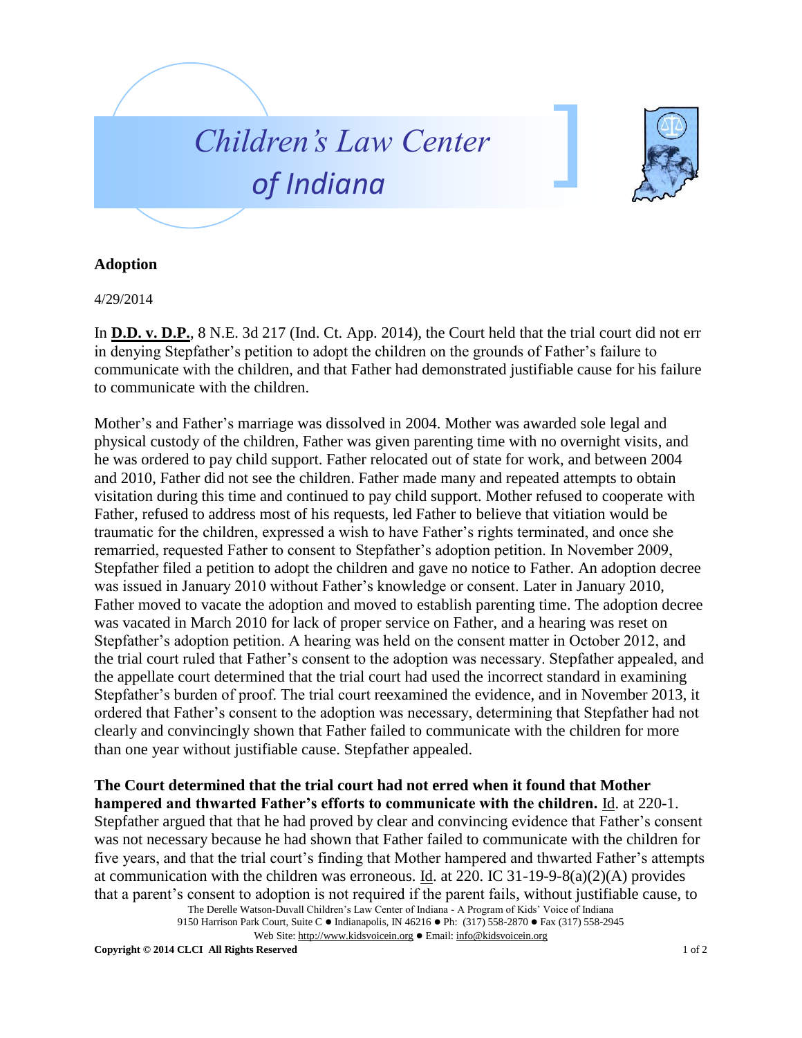# Children's Law Center of Indiana

## Adoption

4/29/2014

In **D.D. v. D.P.**, 8 N.E. 3d 217 (Ind. Ct. App. 2014), the Court held that the trial court did not err in denying Stepfather's petition to adopt the children on the grounds of Father's failure to communicate with the children, and that Father had demonstrated justifiable cause for his failure to communicate with the children.

Mother's and Father's marriage was dissolved in 2004. Mother was awarded sole legal and physical custody of the children, Father was given parenting time with no overnight visits, and he was ordered to pay child support. Father relocated out of state for work, and between 2004 and 2010, Father did not see the children. Father made many and repeated attempts to obtain visitation during this time and continued to pay child support. Mother refused to cooperate with Father, refused to address most of his requests, led Father to believe that vitiation would be traumatic for the children, expressed a wish to have Father's rights terminated, and once she remarried, requested Father to consent to Stepfather's adoption petition. In November 2009, Stepfather filed a petition to adopt the children and gave no notice to Father. An adoption decree was issued in January 2010 without Father's knowledge or consent. Later in January 2010, Father moved to vacate the adoption and moved to establish parenting time. The adoption decree was vacated in March 2010 for lack of proper service on Father, and a hearing was reset on Stepfather's adoption petition. A hearing was held on the consent matter in October 2012, and the trial court ruled that Father's consent to the adoption was necessary. Stepfather appealed, and the appellate court determined that the trial court had used the incorrect standard in examining Stepfather's burden of proof. The trial court reexamined the evidence, and in November 2013, it ordered that Father's consent to the adoption was necessary, determining that Stepfather had not clearly and convincingly shown that Father failed to communicate with the children for more than one year without justifiable cause. Stepfather appealed.

**The Court determined that the trial court had not erred when it found that Mother hampered and thwarted Father's efforts to communicate with the children.** Id. at 220-1. Stepfather argued that that he had proved by clear and convincing evidence that Father's consent was not necessary because he had shown that Father failed to communicate with the children for five years, and that the trial court's finding that Mother hampered and thwarted Father's attempts at communication with the children was erroneous. Id. at 220. IC 31-19-9-8(a)(2)(A) provides that a parent's consent to adoption is not required if the parent fails, without justifiable cause, to

The Derelle Watson-Duvall Children's Law Center of Indiana - A Program of Kids' Voice of Indiana
9150 Harrison Park Court, Suite C ● Indianapolis, IN 46216 ● Ph: (317) 558-2870 ● Fax (317) 558-2945
Web Site: http://www.kidsvoicein.org ● Email: info@kidsvoicein.org

**Copyright © 2014 CLCI All Rights Reserved**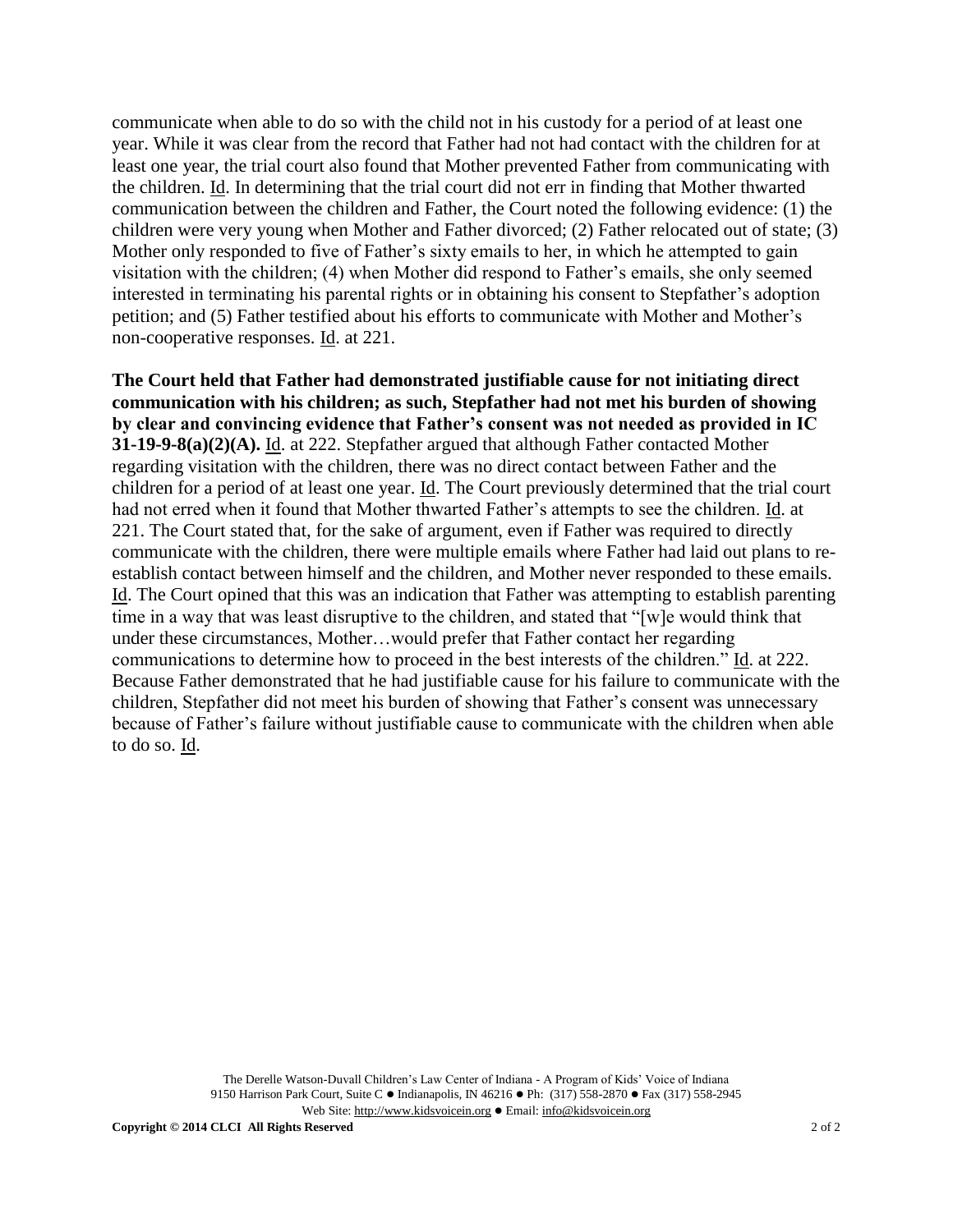communicate when able to do so with the child not in his custody for a period of at least one year. While it was clear from the record that Father had not had contact with the children for at least one year, the trial court also found that Mother prevented Father from communicating with the children. Id. In determining that the trial court did not err in finding that Mother thwarted communication between the children and Father, the Court noted the following evidence: (1) the children were very young when Mother and Father divorced; (2) Father relocated out of state; (3) Mother only responded to five of Father's sixty emails to her, in which he attempted to gain visitation with the children; (4) when Mother did respond to Father's emails, she only seemed interested in terminating his parental rights or in obtaining his consent to Stepfather's adoption petition; and (5) Father testified about his efforts to communicate with Mother and Mother's non-cooperative responses. Id. at 221.

**The Court held that Father had demonstrated justifiable cause for not initiating direct communication with his children; as such, Stepfather had not met his burden of showing by clear and convincing evidence that Father's consent was not needed as provided in IC 31-19-9-8(a)(2)(A).** Id. at 222. Stepfather argued that although Father contacted Mother regarding visitation with the children, there was no direct contact between Father and the children for a period of at least one year. Id. The Court previously determined that the trial court had not erred when it found that Mother thwarted Father's attempts to see the children. Id. at 221. The Court stated that, for the sake of argument, even if Father was required to directly communicate with the children, there were multiple emails where Father had laid out plans to re-establish contact between himself and the children, and Mother never responded to these emails. Id. The Court opined that this was an indication that Father was attempting to establish parenting time in a way that was least disruptive to the children, and stated that "[w]e would think that under these circumstances, Mother…would prefer that Father contact her regarding communications to determine how to proceed in the best interests of the children." Id. at 222. Because Father demonstrated that he had justifiable cause for his failure to communicate with the children, Stepfather did not meet his burden of showing that Father's consent was unnecessary because of Father's failure without justifiable cause to communicate with the children when able to do so. Id.

The Derelle Watson-Duvall Children's Law Center of Indiana - A Program of Kids' Voice of Indiana
9150 Harrison Park Court, Suite C ● Indianapolis, IN 46216 ● Ph: (317) 558-2870 ● Fax (317) 558-2945
Web Site: http://www.kidsvoicein.org ● Email: info@kidsvoicein.org

**Copyright © 2014 CLCI All Rights Reserved**